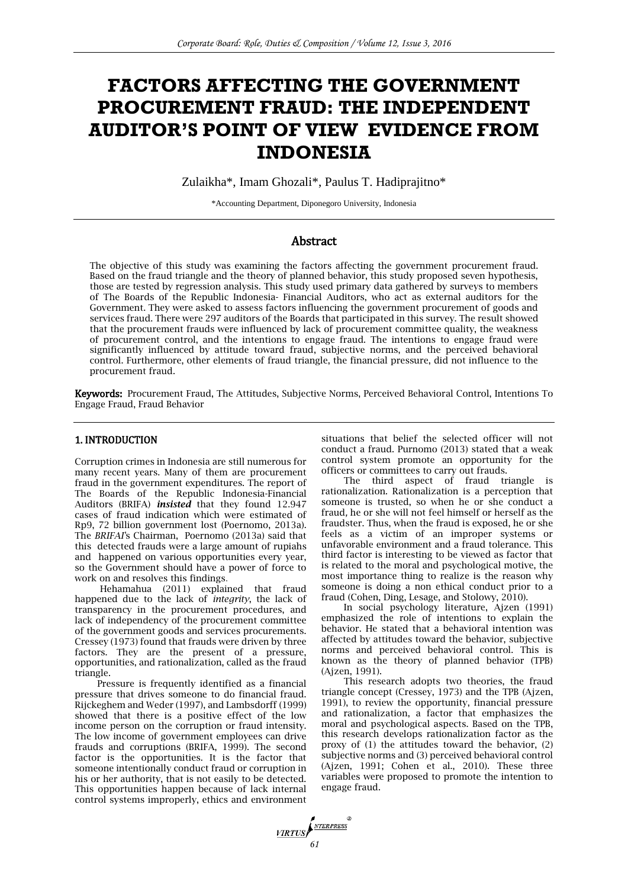# FACTORS AFFECTING THE GOVERNMENT PROCUREMENT FRAUD: THE INDEPENDENT AUDITOR'S POINT OF VIEW EVIDENCE FROM INDONESIA

Zulaikha*, Imam Ghozali*, Paulus T. Hadiprajitno*

*Accounting Department, Diponegoro University, Indonesia

## Abstract

The objective of this study was examining the factors affecting the government procurement fraud. Based on the fraud triangle and the theory of planned behavior, this study proposed seven hypothesis, those are tested by regression analysis. This study used primary data gathered by surveys to members of The Boards of the Republic Indonesia- Financial Auditors, who act as external auditors for the Government. They were asked to assess factors influencing the government procurement of goods and services fraud. There were 297 auditors of the Boards that participated in this survey. The result showed that the procurement frauds were influenced by lack of procurement committee quality, the weakness of procurement control, and the intentions to engage fraud. The intentions to engage fraud were significantly influenced by attitude toward fraud, subjective norms, and the perceived behavioral control. Furthermore, other elements of fraud triangle, the financial pressure, did not influence to the procurement fraud.

**Keywords:** Procurement Fraud, The Attitudes, Subjective Norms, Perceived Behavioral Control, Intentions To Engage Fraud, Fraud Behavior

## 1. INTRODUCTION

Corruption crimes in Indonesia are still numerous for many recent years. Many of them are procurement fraud in the government expenditures. The report of The Boards of the Republic Indonesia-Financial Auditors (BRIFA) ***insisted*** that they found 12.947 cases of fraud indication which were estimated of Rp9, 72 billion government lost (Poernomo, 2013a). The *BRIFAI*'s Chairman, Poernomo (2013a) said that this detected frauds were a large amount of rupiahs and happened on various opportunities every year, so the Government should have a power of force to work on and resolves this findings.

Hehamahua (2011) explained that fraud happened due to the lack of *integrity*, the lack of transparency in the procurement procedures, and lack of independency of the procurement committee of the government goods and services procurements. Cressey (1973) found that frauds were driven by three factors. They are the present of a pressure, opportunities, and rationalization, called as the fraud triangle.

Pressure is frequently identified as a financial pressure that drives someone to do financial fraud. Rijckeghem and Weder (1997), and Lambsdorff (1999) showed that there is a positive effect of the low income person on the corruption or fraud intensity. The low income of government employees can drive frauds and corruptions (BRIFA, 1999). The second factor is the opportunities. It is the factor that someone intentionally conduct fraud or corruption in his or her authority, that is not easily to be detected. This opportunities happen because of lack internal control systems improperly, ethics and environment situations that belief the selected officer will not conduct a fraud. Purnomo (2013) stated that a weak control system promote an opportunity for the officers or committees to carry out frauds.

The third aspect of fraud triangle is rationalization. Rationalization is a perception that someone is trusted, so when he or she conduct a fraud, he or she will not feel himself or herself as the fraudster. Thus, when the fraud is exposed, he or she feels as a victim of an improper systems or unfavorable environment and a fraud tolerance. This third factor is interesting to be viewed as factor that is related to the moral and psychological motive, the most importance thing to realize is the reason why someone is doing a non ethical conduct prior to a fraud (Cohen, Ding, Lesage, and Stolowy, 2010).

In social psychology literature, Ajzen (1991) emphasized the role of intentions to explain the behavior. He stated that a behavioral intention was affected by attitudes toward the behavior, subjective norms and perceived behavioral control. This is known as the theory of planned behavior (TPB) (Ajzen, 1991).

This research adopts two theories, the fraud triangle concept (Cressey, 1973) and the TPB (Ajzen, 1991), to review the opportunity, financial pressure and rationalization, a factor that emphasizes the moral and psychological aspects. Based on the TPB, this research develops rationalization factor as the proxy of (1) the attitudes toward the behavior, (2) subjective norms and (3) perceived behavioral control (Ajzen, 1991; Cohen et al., 2010). These three variables were proposed to promote the intention to engage fraud.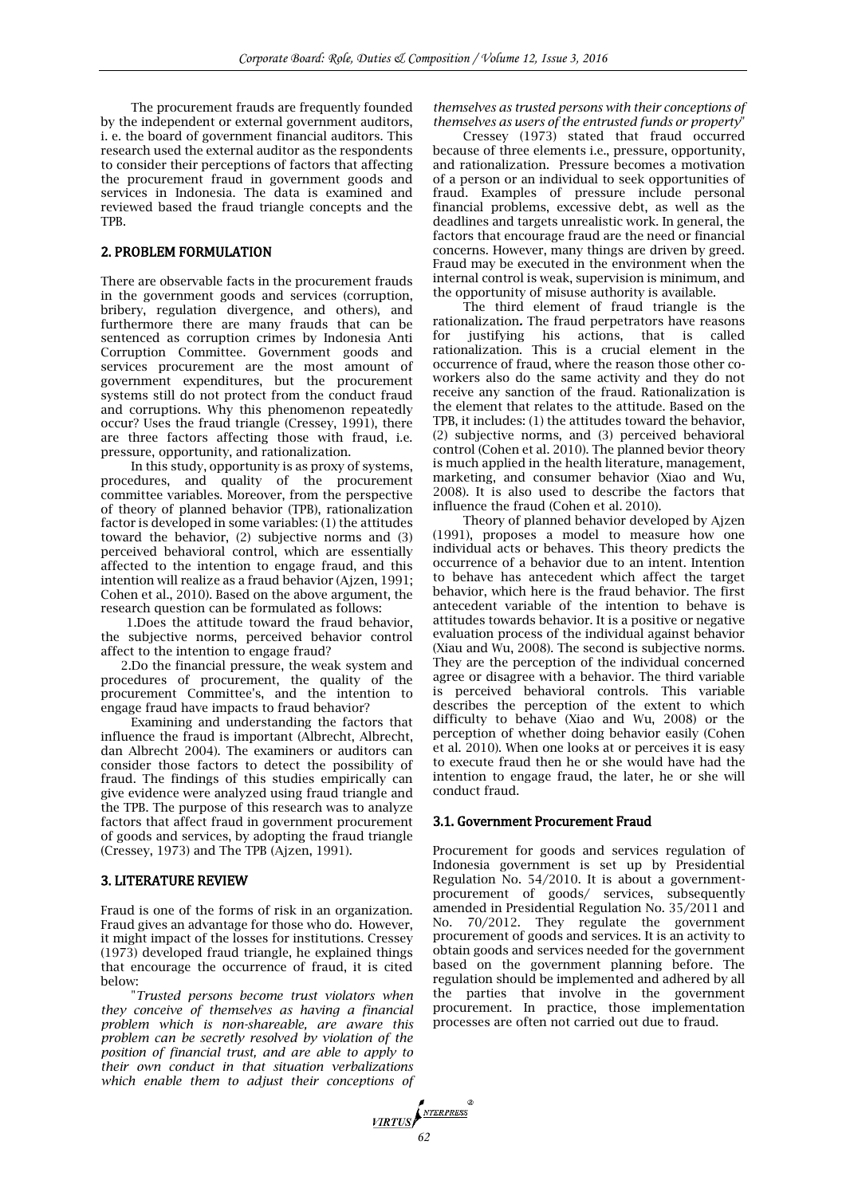The procurement frauds are frequently founded by the independent or external government auditors, i. e. the board of government financial auditors. This research used the external auditor as the respondents to consider their perceptions of factors that affecting the procurement fraud in government goods and services in Indonesia. The data is examined and reviewed based the fraud triangle concepts and the TPB.

## 2. PROBLEM FORMULATION

There are observable facts in the procurement frauds in the government goods and services (corruption, bribery, regulation divergence, and others), and furthermore there are many frauds that can be sentenced as corruption crimes by Indonesia Anti Corruption Committee. Government goods and services procurement are the most amount of government expenditures, but the procurement systems still do not protect from the conduct fraud and corruptions. Why this phenomenon repeatedly occur? Uses the fraud triangle (Cressey, 1991), there are three factors affecting those with fraud, i.e. pressure, opportunity, and rationalization.

In this study, opportunity is as proxy of systems, procedures, and quality of the procurement committee variables. Moreover, from the perspective of theory of planned behavior (TPB), rationalization factor is developed in some variables: (1) the attitudes toward the behavior, (2) subjective norms and (3) perceived behavioral control, which are essentially affected to the intention to engage fraud, and this intention will realize as a fraud behavior (Ajzen, 1991; Cohen et al., 2010). Based on the above argument, the research question can be formulated as follows:

1. Does the attitude toward the fraud behavior, the subjective norms, perceived behavior control affect to the intention to engage fraud?
2. Do the financial pressure, the weak system and procedures of procurement, the quality of the procurement Committee's, and the intention to engage fraud have impacts to fraud behavior?

Examining and understanding the factors that influence the fraud is important (Albrecht, Albrecht, dan Albrecht 2004). The examiners or auditors can consider those factors to detect the possibility of fraud. The findings of this studies empirically can give evidence were analyzed using fraud triangle and the TPB. The purpose of this research was to analyze factors that affect fraud in government procurement of goods and services, by adopting the fraud triangle (Cressey, 1973) and The TPB (Ajzen, 1991).

## 3. LITERATURE REVIEW

Fraud is one of the forms of risk in an organization. Fraud gives an advantage for those who do. However, it might impact of the losses for institutions. Cressey (1973) developed fraud triangle, he explained things that encourage the occurrence of fraud, it is cited below:

"*Trusted persons become trust violators when they conceive of themselves as having a financial problem which is non-shareable, are aware this problem can be secretly resolved by violation of the position of financial trust, and are able to apply to their own conduct in that situation verbalizations which enable them to adjust their conceptions of themselves as trusted persons with their conceptions of themselves as users of the entrusted funds or property*"

Cressey (1973) stated that fraud occurred because of three elements i.e., pressure, opportunity, and rationalization. Pressure becomes a motivation of a person or an individual to seek opportunities of fraud. Examples of pressure include personal financial problems, excessive debt, as well as the deadlines and targets unrealistic work. In general, the factors that encourage fraud are the need or financial concerns. However, many things are driven by greed. Fraud may be executed in the environment when the internal control is weak, supervision is minimum, and the opportunity of misuse authority is available.

The third element of fraud triangle is the rationalization**.** The fraud perpetrators have reasons for justifying his actions, that is called rationalization. This is a crucial element in the occurrence of fraud, where the reason those other co-workers also do the same activity and they do not receive any sanction of the fraud. Rationalization is the element that relates to the attitude. Based on the TPB, it includes: (1) the attitudes toward the behavior, (2) subjective norms, and (3) perceived behavioral control (Cohen et al. 2010). The planned bevior theory is much applied in the health literature, management, marketing, and consumer behavior (Xiao and Wu, 2008). It is also used to describe the factors that influence the fraud (Cohen et al. 2010).

Theory of planned behavior developed by Ajzen (1991), proposes a model to measure how one individual acts or behaves. This theory predicts the occurrence of a behavior due to an intent. Intention to behave has antecedent which affect the target behavior, which here is the fraud behavior. The first antecedent variable of the intention to behave is attitudes towards behavior. It is a positive or negative evaluation process of the individual against behavior (Xiau and Wu, 2008). The second is subjective norms. They are the perception of the individual concerned agree or disagree with a behavior. The third variable is perceived behavioral controls. This variable describes the perception of the extent to which difficulty to behave (Xiao and Wu, 2008) or the perception of whether doing behavior easily (Cohen et al. 2010). When one looks at or perceives it is easy to execute fraud then he or she would have had the intention to engage fraud, the later, he or she will conduct fraud.

### 3.1. Government Procurement Fraud

Procurement for goods and services regulation of Indonesia government is set up by Presidential Regulation No. 54/2010. It is about a government-procurement of goods/ services, subsequently amended in Presidential Regulation No. 35/2011 and No. 70/2012. They regulate the government procurement of goods and services. It is an activity to obtain goods and services needed for the government based on the government planning before. The regulation should be implemented and adhered by all the parties that involve in the government procurement. In practice, those implementation processes are often not carried out due to fraud.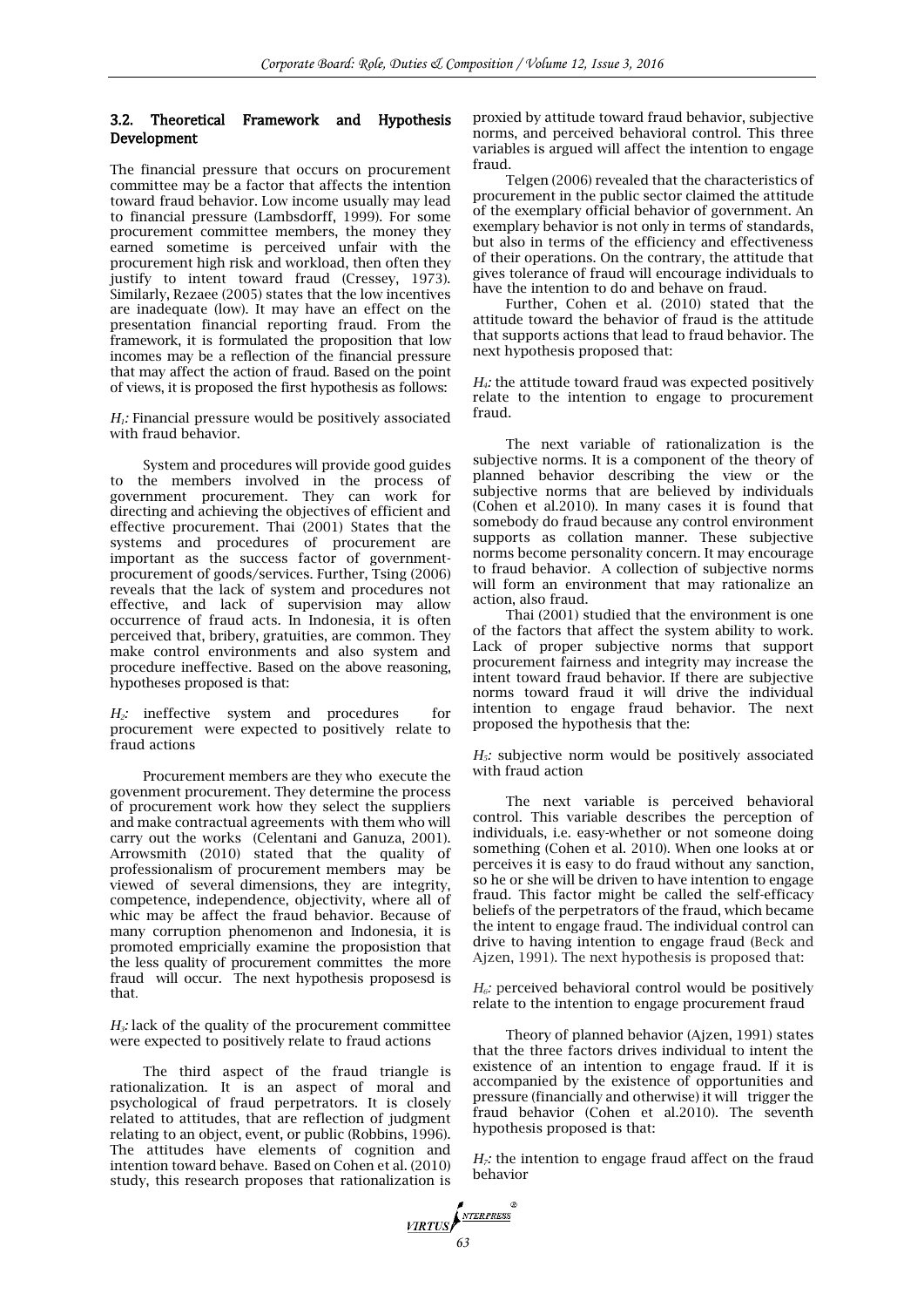### 3.2. Theoretical Framework and Hypothesis Development

The financial pressure that occurs on procurement committee may be a factor that affects the intention toward fraud behavior. Low income usually may lead to financial pressure (Lambsdorff, 1999). For some procurement committee members, the money they earned sometime is perceived unfair with the procurement high risk and workload, then often they justify to intent toward fraud (Cressey, 1973). Similarly, Rezaee (2005) states that the low incentives are inadequate (low). It may have an effect on the presentation financial reporting fraud. From the framework, it is formulated the proposition that low incomes may be a reflection of the financial pressure that may affect the action of fraud. Based on the point of views, it is proposed the first hypothesis as follows:

*$H_1$:* Financial pressure would be positively associated with fraud behavior.

System and procedures will provide good guides to the members involved in the process of government procurement. They can work for directing and achieving the objectives of efficient and effective procurement. Thai (2001) States that the systems and procedures of procurement are important as the success factor of government-procurement of goods/services. Further, Tsing (2006) reveals that the lack of system and procedures not effective, and lack of supervision may allow occurrence of fraud acts. In Indonesia, it is often perceived that, bribery, gratuities, are common. They make control environments and also system and procedure ineffective. Based on the above reasoning, hypotheses proposed is that:

*$H_2$:* ineffective system and procedures for procurement were expected to positively relate to fraud actions

Procurement members are they who execute the govenment procurement. They determine the process of procurement work how they select the suppliers and make contractual agreements with them who will carry out the works (Celentani and Ganuza, 2001). Arrowsmith (2010) stated that the quality of professionalism of procurement members may be viewed of several dimensions, they are integrity, competence, independence, objectivity, where all of whic may be affect the fraud behavior. Because of many corruption phenomenon and Indonesia, it is promoted emprically examine the proposistion that the less quality of procurement committes the more fraud will occur. The next hypothesis proposesd is that.

*$H_3$:* lack of the quality of the procurement committee were expected to positively relate to fraud actions

The third aspect of the fraud triangle is rationalization. It is an aspect of moral and psychological of fraud perpetrators. It is closely related to attitudes, that are reflection of judgment relating to an object, event, or public (Robbins, 1996). The attitudes have elements of cognition and intention toward behave. Based on Cohen et al. (2010) study, this research proposes that rationalization is proxied by attitude toward fraud behavior, subjective norms, and perceived behavioral control. This three variables is argued will affect the intention to engage fraud.

Telgen (2006) revealed that the characteristics of procurement in the public sector claimed the attitude of the exemplary official behavior of government. An exemplary behavior is not only in terms of standards, but also in terms of the efficiency and effectiveness of their operations. On the contrary, the attitude that gives tolerance of fraud will encourage individuals to have the intention to do and behave on fraud.

Further, Cohen et al. (2010) stated that the attitude toward the behavior of fraud is the attitude that supports actions that lead to fraud behavior. The next hypothesis proposed that:

*$H_4$:* the attitude toward fraud was expected positively relate to the intention to engage to procurement fraud.

The next variable of rationalization is the subjective norms. It is a component of the theory of planned behavior describing the view or the subjective norms that are believed by individuals (Cohen et al.2010). In many cases it is found that somebody do fraud because any control environment supports as collation manner. These subjective norms become personality concern. It may encourage to fraud behavior. A collection of subjective norms will form an environment that may rationalize an action, also fraud.

Thai (2001) studied that the environment is one of the factors that affect the system ability to work. Lack of proper subjective norms that support procurement fairness and integrity may increase the intent toward fraud behavior. If there are subjective norms toward fraud it will drive the individual intention to engage fraud behavior. The next proposed the hypothesis that the:

*$H_5$:* subjective norm would be positively associated with fraud action

The next variable is perceived behavioral control. This variable describes the perception of individuals, i.e. easy-whether or not someone doing something (Cohen et al. 2010). When one looks at or perceives it is easy to do fraud without any sanction, so he or she will be driven to have intention to engage fraud. This factor might be called the self-efficacy beliefs of the perpetrators of the fraud, which became the intent to engage fraud. The individual control can drive to having intention to engage fraud (Beck and Ajzen, 1991). The next hypothesis is proposed that:

*$H_6$:* perceived behavioral control would be positively relate to the intention to engage procurement fraud

Theory of planned behavior (Ajzen, 1991) states that the three factors drives individual to intent the existence of an intention to engage fraud. If it is accompanied by the existence of opportunities and pressure (financially and otherwise) it will trigger the fraud behavior (Cohen et al.2010). The seventh hypothesis proposed is that:

*$H_7$:* the intention to engage fraud affect on the fraud behavior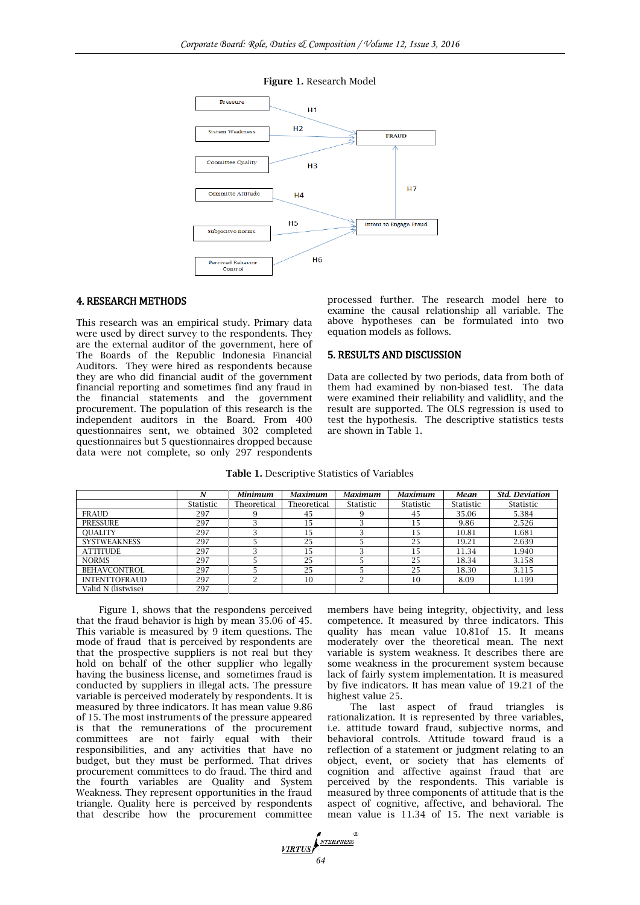**Figure 1.** Research Model

## 4. RESEARCH METHODS

This research was an empirical study. Primary data were used by direct survey to the respondents. They are the external auditor of the government, here of The Boards of the Republic Indonesia Financial Auditors. They were hired as respondents because they are who did financial audit of the government financial reporting and sometimes find any fraud in the financial statements and the government procurement. The population of this research is the independent auditors in the Board. From 400 questionnaires sent, we obtained 302 completed questionnaires but 5 questionnaires dropped because data were not complete, so only 297 respondents processed further. The research model here to examine the causal relationship all variable. The above hypotheses can be formulated into two equation models as follows.

## 5. RESULTS AND DISCUSSION

Data are collected by two periods, data from both of them had examined by non-biased test. The data were examined their reliability and validlity, and the result are supported. The OLS regression is used to test the hypothesis. The descriptive statistics tests are shown in Table 1.

**Table 1.** Descriptive Statistics of Variables

| | *N* | *Minimum* | *Maximum* | *Maximum* | *Maximum* | *Mean* | *Std. Deviation* |
|---|---|---|---|---|---|---|---|
| | Statistic | Theoretical | Theoretical | Statistic | Statistic | Statistic | Statistic |
| FRAUD | 297 | 9 | 45 | 9 | 45 | 35.06 | 5.384 |
| PRESSURE | 297 | 3 | 15 | 3 | 15 | 9.86 | 2.526 |
| QUALITY | 297 | 3 | 15 | 3 | 15 | 10.81 | 1.681 |
| SYSTWEAKNESS | 297 | 5 | 25 | 5 | 25 | 19.21 | 2.639 |
| ATTITUDE | 297 | 3 | 15 | 3 | 15 | 11.34 | 1.940 |
| NORMS | 297 | 5 | 25 | 5 | 25 | 18.34 | 3.158 |
| BEHAVCONTROL | 297 | 5 | 25 | 5 | 25 | 18.30 | 3.115 |
| INTENTTOFRAUD | 297 | 2 | 10 | 2 | 10 | 8.09 | 1.199 |
| Valid N (listwise) | 297 | | | | | | |

Figure 1, shows that the respondens perceived that the fraud behavior is high by mean 35.06 of 45. This variable is measured by 9 item questions. The mode of fraud that is perceived by respondents are that the prospective suppliers is not real but they hold on behalf of the other supplier who legally having the business license, and sometimes fraud is conducted by suppliers in illegal acts. The pressure variable is perceived moderately by respondents. It is measured by three indicators. It has mean value 9.86 of 15. The most instruments of the pressure appeared is that the remunerations of the procurement committees are not fairly equal with their responsibilities, and any activities that have no budget, but they must be performed. That drives procurement committees to do fraud. The third and the fourth variables are Quality and System Weakness. They represent opportunities in the fraud triangle. Quality here is perceived by respondents that describe how the procurement committee members have being integrity, objectivity, and less competence. It measured by three indicators. This quality has mean value 10.81of 15. It means moderately over the theoretical mean. The next variable is system weakness. It describes there are some weakness in the procurement system because lack of fairly system implementation. It is measured by five indicators. It has mean value of 19.21 of the highest value 25.

The last aspect of fraud triangles is rationalization. It is represented by three variables, i.e. attitude toward fraud, subjective norms, and behavioral controls. Attitude toward fraud is a reflection of a statement or judgment relating to an object, event, or society that has elements of cognition and affective against fraud that are perceived by the respondents. This variable is measured by three components of attitude that is the aspect of cognitive, affective, and behavioral. The mean value is 11.34 of 15. The next variable is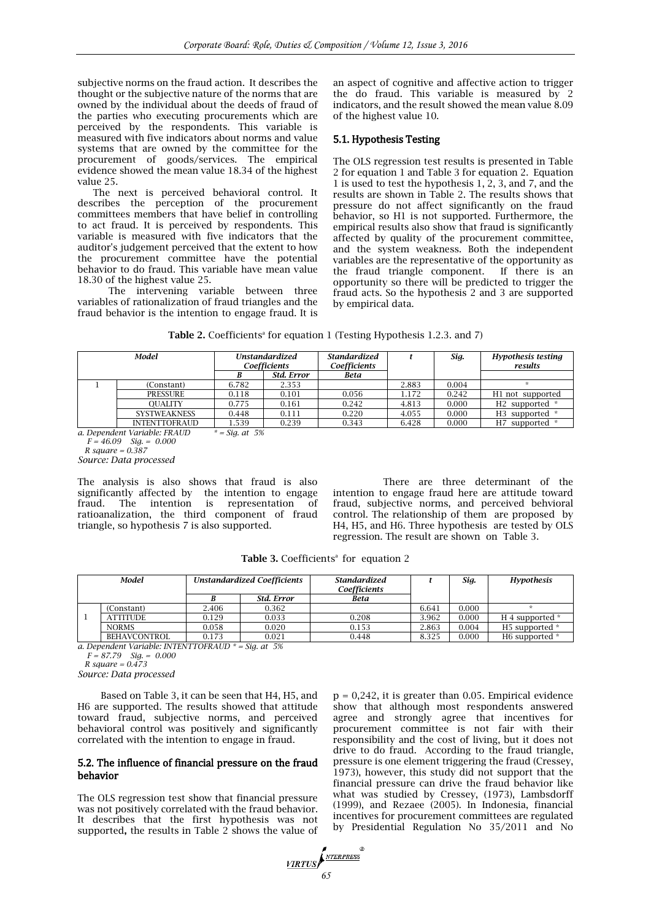subjective norms on the fraud action. It describes the thought or the subjective nature of the norms that are owned by the individual about the deeds of fraud of the parties who executing procurements which are perceived by the respondents. This variable is measured with five indicators about norms and value systems that are owned by the committee for the procurement of goods/services. The empirical evidence showed the mean value 18.34 of the highest value 25.

The next is perceived behavioral control. It describes the perception of the procurement committees members that have belief in controlling to act fraud. It is perceived by respondents. This variable is measured with five indicators that the auditor's judgement perceived that the extent to how the procurement committee have the potential behavior to do fraud. This variable have mean value 18.30 of the highest value 25.

The intervening variable between three variables of rationalization of fraud triangles and the fraud behavior is the intention to engage fraud. It is an aspect of cognitive and affective action to trigger the do fraud. This variable is measured by 2 indicators, and the result showed the mean value 8.09 of the highest value 10.

### 5.1. Hypothesis Testing

The OLS regression test results is presented in Table 2 for equation 1 and Table 3 for equation 2. Equation 1 is used to test the hypothesis 1, 2, 3, and 7, and the results are shown in Table 2. The results shows that pressure do not affect significantly on the fraud behavior, so H1 is not supported. Furthermore, the empirical results also show that fraud is significantly affected by quality of the procurement committee, and the system weakness. Both the independent variables are the representative of the opportunity as the fraud triangle component. If there is an opportunity so there will be predicted to trigger the fraud acts. So the hypothesis 2 and 3 are supported by empirical data.

**Table 2.** Coefficients[a] for equation 1 (Testing Hypothesis 1.2.3. and 7)

| Model | | Unstandardized Coefficients | | Standardized Coefficients | t | Sig. | Hypothesis testing results |
|---|---|---|---|---|---|---|---|
| | | B | Std. Error | Beta | | | |
| 1 | (Constant) | 6.782 | 2.353 | | 2.883 | 0.004 | * |
| | PRESSURE | 0.118 | 0.101 | 0.056 | 1.172 | 0.242 | H1 not supported |
| | QUALITY | 0.775 | 0.161 | 0.242 | 4.813 | 0.000 | H2 supported * |
| | SYSTWEAKNESS | 0.448 | 0.111 | 0.220 | 4.055 | 0.000 | H3 supported * |
| | INTENTTOFRAUD | 1.539 | 0.239 | 0.343 | 6.428 | 0.000 | H7 supported * |

*a. Dependent Variable: FRAUD* &nbsp;&nbsp;&nbsp; *\* = Sig. at 5%*
*F = 46.09 Sig. = 0.000*
*R square = 0.387*
*Source: Data processed*

The analysis is also shows that fraud is also significantly affected by the intention to engage fraud. The intention is representation of ratioanalization, the third component of fraud triangle, so hypothesis 7 is also supported.

There are three determinant of the intention to engage fraud here are attitude toward fraud, subjective norms, and perceived behvioral control. The relationship of them are proposed by H4, H5, and H6. Three hypothesis are tested by OLS regression. The result are shown on Table 3.

**Table 3.** Coefficients[a] for equation 2

| Model | | Unstandardized Coefficients | | Standardized Coefficients | t | Sig. | Hypothesis |
|---|---|---|---|---|---|---|---|
| | | B | Std. Error | Beta | | | |
| 1 | (Constant) | 2.406 | 0.362 | | 6.641 | 0.000 | * |
| | ATTITUDE | 0.129 | 0.033 | 0.208 | 3.962 | 0.000 | H 4 supported * |
| | NORMS | 0.058 | 0.020 | 0.153 | 2.863 | 0.004 | H5 supported * |
| | BEHAVCONTROL | 0.173 | 0.021 | 0.448 | 8.325 | 0.000 | H6 supported * |

*a. Dependent Variable: INTENTTOFRAUD \* = Sig. at 5%*
*F = 87.79 Sig. = 0.000*
*R square = 0.473*
*Source: Data processed*

Based on Table 3, it can be seen that H4, H5, and H6 are supported. The results showed that attitude toward fraud, subjective norms, and perceived behavioral control was positively and significantly correlated with the intention to engage in fraud.

### 5.2. The influence of financial pressure on the fraud behavior

The OLS regression test show that financial pressure was not positively correlated with the fraud behavior. It describes that the first hypothesis was not supported**,** the results in Table 2 shows the value of $p = 0{,}242$, it is greater than 0.05. Empirical evidence show that although most respondents answered agree and strongly agree that incentives for procurement committee is not fair with their responsibility and the cost of living, but it does not drive to do fraud. According to the fraud triangle, pressure is one element triggering the fraud (Cressey, 1973), however, this study did not support that the financial pressure can drive the fraud behavior like what was studied by Cressey, (1973), Lambsdorff (1999), and Rezaee (2005). In Indonesia, financial incentives for procurement committees are regulated by Presidential Regulation No 35/2011 and No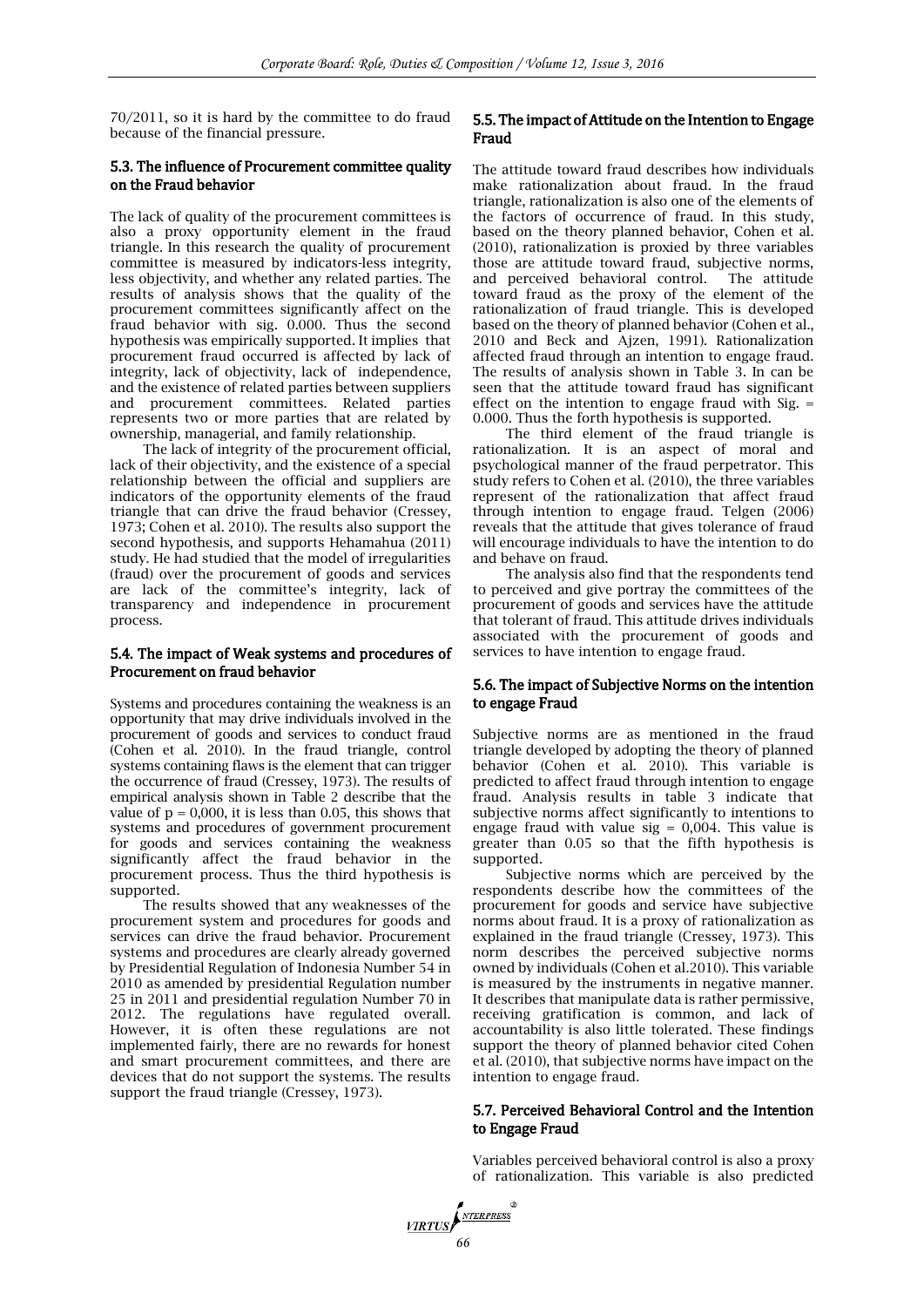70/2011, so it is hard by the committee to do fraud because of the financial pressure.

### 5.3. The influence of Procurement committee quality on the Fraud behavior

The lack of quality of the procurement committees is also a proxy opportunity element in the fraud triangle. In this research the quality of procurement committee is measured by indicators-less integrity, less objectivity, and whether any related parties. The results of analysis shows that the quality of the procurement committees significantly affect on the fraud behavior with sig. 0.000. Thus the second hypothesis was empirically supported. It implies that procurement fraud occurred is affected by lack of integrity, lack of objectivity, lack of independence, and the existence of related parties between suppliers and procurement committees. Related parties represents two or more parties that are related by ownership, managerial, and family relationship.

The lack of integrity of the procurement official, lack of their objectivity, and the existence of a special relationship between the official and suppliers are indicators of the opportunity elements of the fraud triangle that can drive the fraud behavior (Cressey, 1973; Cohen et al. 2010). The results also support the second hypothesis, and supports Hehamahua (2011) study. He had studied that the model of irregularities (fraud) over the procurement of goods and services are lack of the committee's integrity, lack of transparency and independence in procurement process.

### 5.4. The impact of Weak systems and procedures of Procurement on fraud behavior

Systems and procedures containing the weakness is an opportunity that may drive individuals involved in the procurement of goods and services to conduct fraud (Cohen et al. 2010). In the fraud triangle, control systems containing flaws is the element that can trigger the occurrence of fraud (Cressey, 1973). The results of empirical analysis shown in Table 2 describe that the value of $p = 0,000$, it is less than 0.05, this shows that systems and procedures of government procurement for goods and services containing the weakness significantly affect the fraud behavior in the procurement process. Thus the third hypothesis is supported.

The results showed that any weaknesses of the procurement system and procedures for goods and services can drive the fraud behavior. Procurement systems and procedures are clearly already governed by Presidential Regulation of Indonesia Number 54 in 2010 as amended by presidential Regulation number 25 in 2011 and presidential regulation Number 70 in 2012. The regulations have regulated overall. However, it is often these regulations are not implemented fairly, there are no rewards for honest and smart procurement committees, and there are devices that do not support the systems. The results support the fraud triangle (Cressey, 1973).

### 5.5. The impact of Attitude on the Intention to Engage Fraud

The attitude toward fraud describes how individuals make rationalization about fraud. In the fraud triangle, rationalization is also one of the elements of the factors of occurrence of fraud. In this study, based on the theory planned behavior, Cohen et al. (2010), rationalization is proxied by three variables those are attitude toward fraud, subjective norms, and perceived behavioral control. The attitude toward fraud as the proxy of the element of the rationalization of fraud triangle. This is developed based on the theory of planned behavior (Cohen et al., 2010 and Beck and Ajzen, 1991). Rationalization affected fraud through an intention to engage fraud. The results of analysis shown in Table 3. In can be seen that the attitude toward fraud has significant effect on the intention to engage fraud with Sig. = 0.000. Thus the forth hypothesis is supported.

The third element of the fraud triangle is rationalization. It is an aspect of moral and psychological manner of the fraud perpetrator. This study refers to Cohen et al. (2010), the three variables represent of the rationalization that affect fraud through intention to engage fraud. Telgen (2006) reveals that the attitude that gives tolerance of fraud will encourage individuals to have the intention to do and behave on fraud.

The analysis also find that the respondents tend to perceived and give portray the committees of the procurement of goods and services have the attitude that tolerant of fraud. This attitude drives individuals associated with the procurement of goods and services to have intention to engage fraud.

### 5.6. The impact of Subjective Norms on the intention to engage Fraud

Subjective norms are as mentioned in the fraud triangle developed by adopting the theory of planned behavior (Cohen et al. 2010). This variable is predicted to affect fraud through intention to engage fraud. Analysis results in table 3 indicate that subjective norms affect significantly to intentions to engage fraud with value sig = 0,004. This value is greater than 0.05 so that the fifth hypothesis is supported.

Subjective norms which are perceived by the respondents describe how the committees of the procurement for goods and service have subjective norms about fraud. It is a proxy of rationalization as explained in the fraud triangle (Cressey, 1973). This norm describes the perceived subjective norms owned by individuals (Cohen et al.2010). This variable is measured by the instruments in negative manner. It describes that manipulate data is rather permissive, receiving gratification is common, and lack of accountability is also little tolerated. These findings support the theory of planned behavior cited Cohen et al. (2010), that subjective norms have impact on the intention to engage fraud.

### 5.7. Perceived Behavioral Control and the Intention to Engage Fraud

Variables perceived behavioral control is also a proxy of rationalization. This variable is also predicted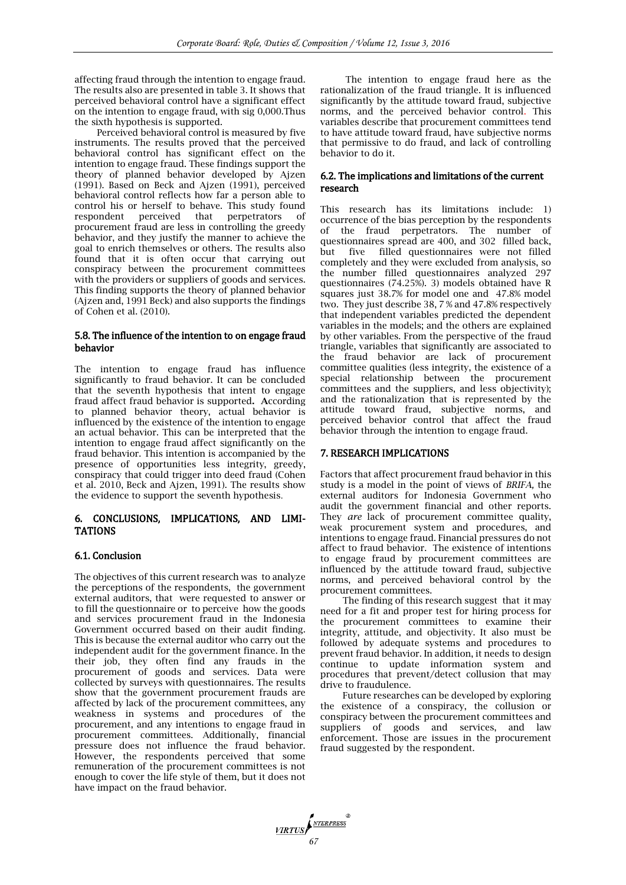affecting fraud through the intention to engage fraud. The results also are presented in table 3. It shows that perceived behavioral control have a significant effect on the intention to engage fraud, with sig 0,000.Thus the sixth hypothesis is supported.

Perceived behavioral control is measured by five instruments. The results proved that the perceived behavioral control has significant effect on the intention to engage fraud. These findings support the theory of planned behavior developed by Ajzen (1991). Based on Beck and Ajzen (1991), perceived behavioral control reflects how far a person able to control his or herself to behave. This study found respondent perceived that perpetrators of procurement fraud are less in controlling the greedy behavior, and they justify the manner to achieve the goal to enrich themselves or others. The results also found that it is often occur that carrying out conspiracy between the procurement committees with the providers or suppliers of goods and services. This finding supports the theory of planned behavior (Ajzen and, 1991 Beck) and also supports the findings of Cohen et al. (2010).

### 5.8. The influence of the intention to on engage fraud behavior

The intention to engage fraud has influence significantly to fraud behavior. It can be concluded that the seventh hypothesis that intent to engage fraud affect fraud behavior is supported**. A**ccording to planned behavior theory, actual behavior is influenced by the existence of the intention to engage an actual behavior. This can be interpreted that the intention to engage fraud affect significantly on the fraud behavior. This intention is accompanied by the presence of opportunities less integrity, greedy, conspiracy that could trigger into deed fraud (Cohen et al. 2010, Beck and Ajzen, 1991). The results show the evidence to support the seventh hypothesis.

## 6. CONCLUSIONS, IMPLICATIONS, AND LIMITATIONS

### 6.1. Conclusion

The objectives of this current research was to analyze the perceptions of the respondents, the government external auditors, that were requested to answer or to fill the questionnaire or to perceive how the goods and services procurement fraud in the Indonesia Government occurred based on their audit finding. This is because the external auditor who carry out the independent audit for the government finance. In the their job, they often find any frauds in the procurement of goods and services. Data were collected by surveys with questionnaires. The results show that the government procurement frauds are affected by lack of the procurement committees, any weakness in systems and procedures of the procurement, and any intentions to engage fraud in procurement committees. Additionally, financial pressure does not influence the fraud behavior. However, the respondents perceived that some remuneration of the procurement committees is not enough to cover the life style of them, but it does not have impact on the fraud behavior.

The intention to engage fraud here as the rationalization of the fraud triangle. It is influenced significantly by the attitude toward fraud, subjective norms, and the perceived behavior control. This variables describe that procurement committees tend to have attitude toward fraud, have subjective norms that permissive to do fraud, and lack of controlling behavior to do it.

### 6.2. The implications and limitations of the current research

This research has its limitations include: 1) occurrence of the bias perception by the respondents of the fraud perpetrators. The number of questionnaires spread are 400, and 302 filled back, but five filled questionnaires were not filled completely and they were excluded from analysis, so the number filled questionnaires analyzed 297 questionnaires (74.25%). 3) models obtained have R squares just 38.7% for model one and 47.8% model two. They just describe 38, 7 % and 47.8% respectively that independent variables predicted the dependent variables in the models; and the others are explained by other variables. From the perspective of the fraud triangle, variables that significantly are associated to the fraud behavior are lack of procurement committee qualities (less integrity, the existence of a special relationship between the procurement committees and the suppliers, and less objectivity); and the rationalization that is represented by the attitude toward fraud, subjective norms, and perceived behavior control that affect the fraud behavior through the intention to engage fraud.

## 7. RESEARCH IMPLICATIONS

Factors that affect procurement fraud behavior in this study is a model in the point of views of *BRIFA,* the external auditors for Indonesia Government who audit the government financial and other reports. They *are* lack of procurement committee quality, weak procurement system and procedures, and intentions to engage fraud. Financial pressures do not affect to fraud behavior. The existence of intentions to engage fraud by procurement committees are influenced by the attitude toward fraud, subjective norms, and perceived behavioral control by the procurement committees.

The finding of this research suggest that it may need for a fit and proper test for hiring process for the procurement committees to examine their integrity, attitude, and objectivity. It also must be followed by adequate systems and procedures to prevent fraud behavior. In addition, it needs to design continue to update information system and procedures that prevent/detect collusion that may drive to fraudulence.

Future researches can be developed by exploring the existence of a conspiracy, the collusion or conspiracy between the procurement committees and suppliers of goods and services, and law enforcement. Those are issues in the procurement fraud suggested by the respondent.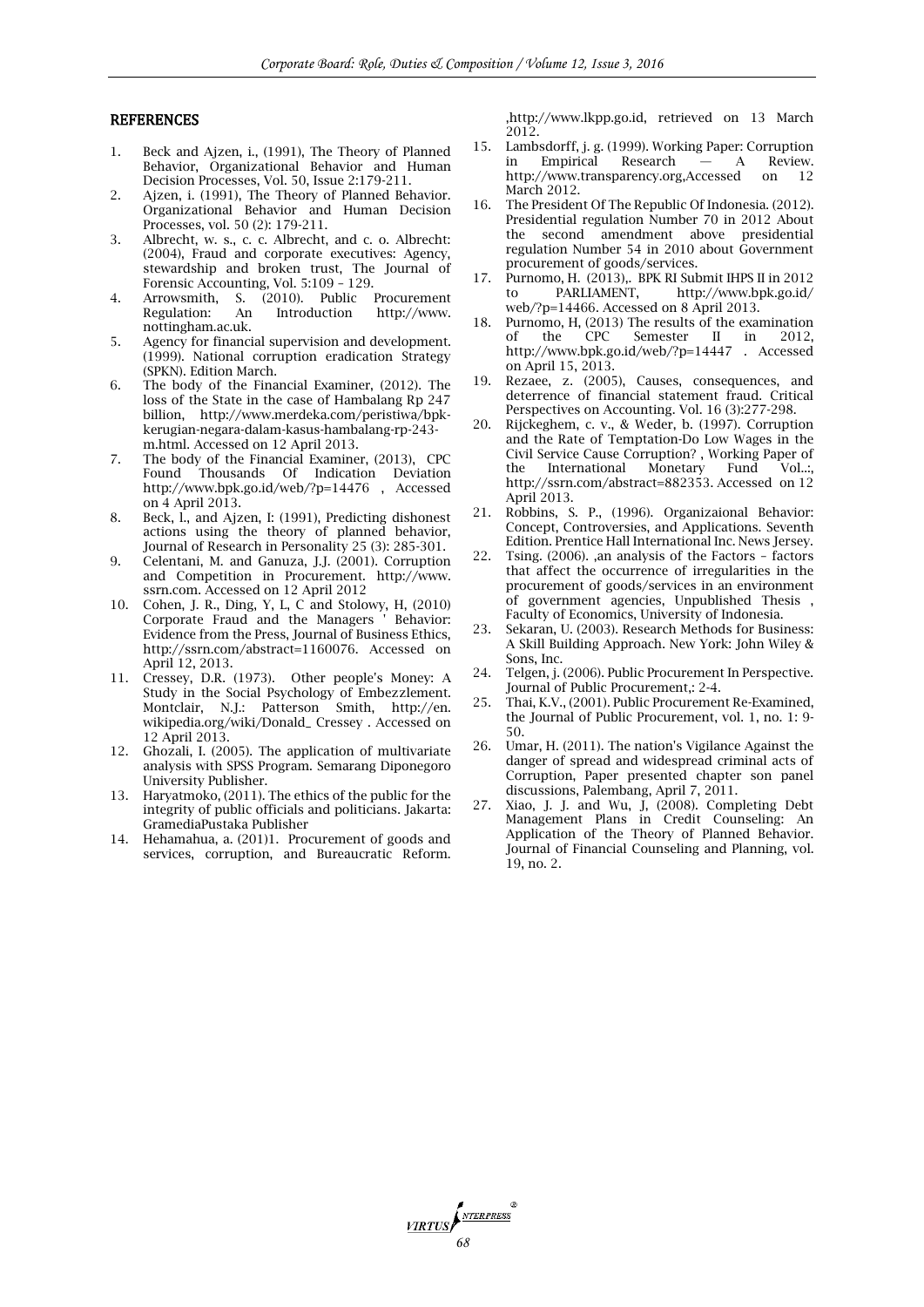## REFERENCES

1. Beck and Ajzen, i., (1991), The Theory of Planned Behavior, Organizational Behavior and Human Decision Processes, Vol. 50, Issue 2:179-211.
2. Ajzen, i. (1991), The Theory of Planned Behavior. Organizational Behavior and Human Decision Processes, vol. 50 (2): 179-211.
3. Albrecht, w. s., c. c. Albrecht, and c. o. Albrecht: (2004), Fraud and corporate executives: Agency, stewardship and broken trust, The Journal of Forensic Accounting, Vol. 5:109 – 129.
4. Arrowsmith, S. (2010). Public Procurement Regulation: An Introduction http://www.nottingham.ac.uk.
5. Agency for financial supervision and development. (1999). National corruption eradication Strategy (SPKN). Edition March.
6. The body of the Financial Examiner, (2012). The loss of the State in the case of Hambalang Rp 247 billion, http://www.merdeka.com/peristiwa/bpk-kerugian-negara-dalam-kasus-hambalang-rp-243-m.html. Accessed on 12 April 2013.
7. The body of the Financial Examiner, (2013), CPC Found Thousands Of Indication Deviation http://www.bpk.go.id/web/?p=14476 , Accessed on 4 April 2013.
8. Beck, l., and Ajzen, I: (1991), Predicting dishonest actions using the theory of planned behavior, Journal of Research in Personality 25 (3): 285-301.
9. Celentani, M. and Ganuza, J.J. (2001). Corruption and Competition in Procurement. http://www.ssrn.com. Accessed on 12 April 2012
10. Cohen, J. R., Ding, Y, L, C and Stolowy, H, (2010) Corporate Fraud and the Managers ' Behavior: Evidence from the Press, Journal of Business Ethics, http://ssrn.com/abstract=1160076. Accessed on April 12, 2013.
11. Cressey, D.R. (1973). Other people's Money: A Study in the Social Psychology of Embezzlement. Montclair, N.J.: Patterson Smith, http://en.wikipedia.org/wiki/Donald_ Cressey . Accessed on 12 April 2013.
12. Ghozali, I. (2005). The application of multivariate analysis with SPSS Program. Semarang Diponegoro University Publisher.
13. Haryatmoko, (2011). The ethics of the public for the integrity of public officials and politicians. Jakarta: GramediaPustaka Publisher
14. Hehamahua, a. (201)1. Procurement of goods and services, corruption, and Bureaucratic Reform. ,http://www.lkpp.go.id, retrieved on 13 March 2012.
15. Lambsdorff, j. g. (1999). Working Paper: Corruption in Empirical Research — A Review. http://www.transparency.org,Accessed on 12 March 2012.
16. The President Of The Republic Of Indonesia. (2012). Presidential regulation Number 70 in 2012 About the second amendment above presidential regulation Number 54 in 2010 about Government procurement of goods/services.
17. Purnomo, H. (2013),. BPK RI Submit IHPS II in 2012 to PARLIAMENT, http://www.bpk.go.id/web/?p=14466. Accessed on 8 April 2013.
18. Purnomo, H, (2013) The results of the examination of the CPC Semester II in 2012, http://www.bpk.go.id/web/?p=14447 . Accessed on April 15, 2013.
19. Rezaee, z. (2005), Causes, consequences, and deterrence of financial statement fraud. Critical Perspectives on Accounting. Vol. 16 (3):277-298.
20. Rijckeghem, c. v., & Weder, b. (1997). Corruption and the Rate of Temptation-Do Low Wages in the Civil Service Cause Corruption? , Working Paper of the International Monetary Fund Vol..:, http://ssrn.com/abstract=882353. Accessed on 12 April 2013.
21. Robbins, S. P., (1996). Organizaional Behavior: Concept, Controversies, and Applications. Seventh Edition. Prentice Hall International Inc. News Jersey.
22. Tsing. (2006). ,an analysis of the Factors – factors that affect the occurrence of irregularities in the procurement of goods/services in an environment of government agencies, Unpublished Thesis , Faculty of Economics, University of Indonesia.
23. Sekaran, U. (2003). Research Methods for Business: A Skill Building Approach. New York: John Wiley & Sons, Inc.
24. Telgen, j. (2006). Public Procurement In Perspective. Journal of Public Procurement,: 2-4.
25. Thai, K.V., (2001). Public Procurement Re-Examined, the Journal of Public Procurement, vol. 1, no. 1: 9-50.
26. Umar, H. (2011). The nation's Vigilance Against the danger of spread and widespread criminal acts of Corruption, Paper presented chapter son panel discussions, Palembang, April 7, 2011.
27. Xiao, J. J. and Wu, J, (2008). Completing Debt Management Plans in Credit Counseling: An Application of the Theory of Planned Behavior. Journal of Financial Counseling and Planning, vol. 19, no. 2.